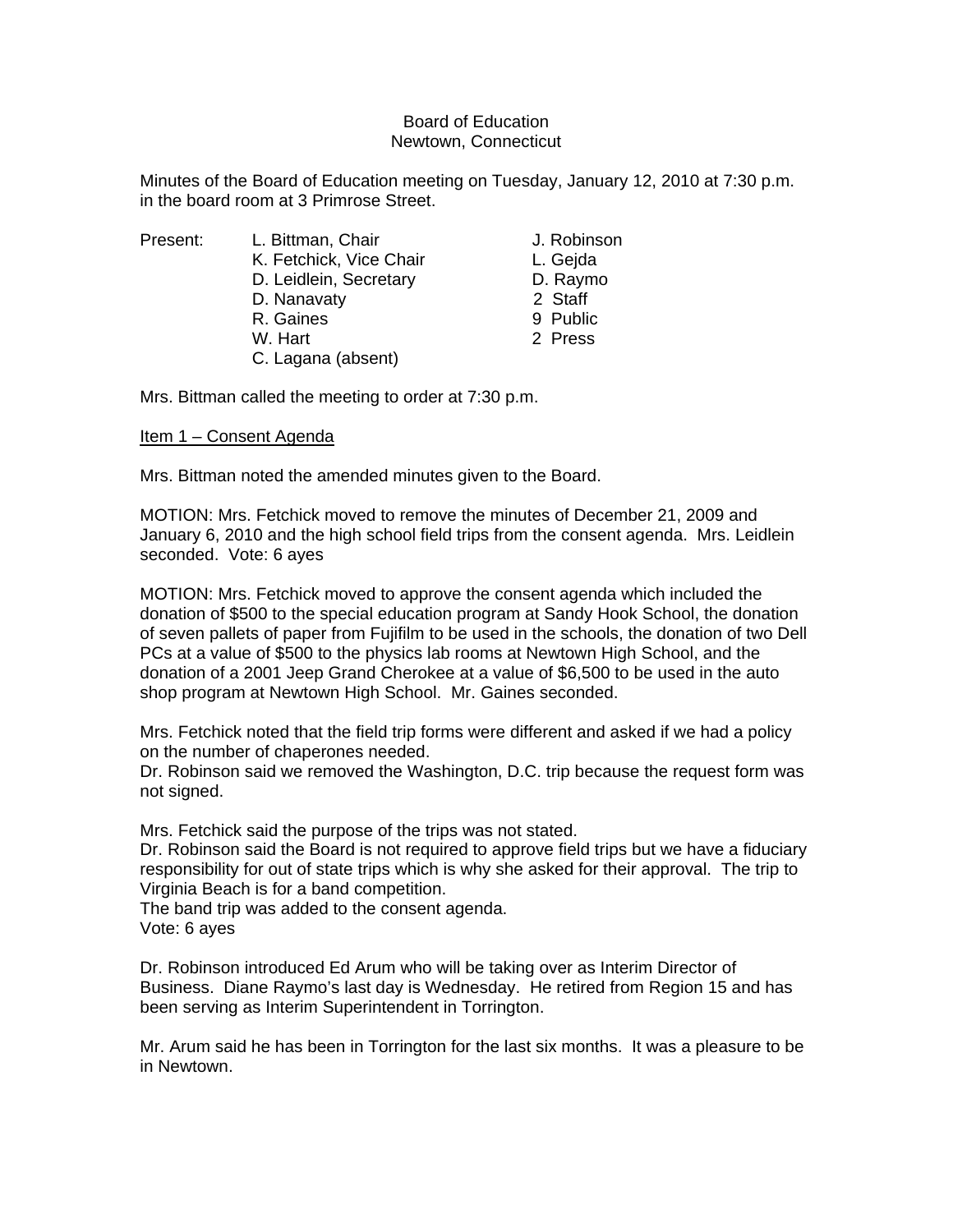Board of Education
Newtown, Connecticut

Minutes of the Board of Education meeting on Tuesday, January 12, 2010 at 7:30 p.m. in the board room at 3 Primrose Street.

| Present: | | |
|---|---|---|
| | L. Bittman, Chair | J. Robinson |
| | K. Fetchick, Vice Chair | L. Gejda |
| | D. Leidlein, Secretary | D. Raymo |
| | D. Nanavaty | 2 Staff |
| | R. Gaines | 9 Public |
| | W. Hart | 2 Press |
| | C. Lagana (absent) | |

Mrs. Bittman called the meeting to order at 7:30 p.m.

Item 1 – Consent Agenda

Mrs. Bittman noted the amended minutes given to the Board.

MOTION: Mrs. Fetchick moved to remove the minutes of December 21, 2009 and January 6, 2010 and the high school field trips from the consent agenda. Mrs. Leidlein seconded. Vote: 6 ayes

MOTION: Mrs. Fetchick moved to approve the consent agenda which included the donation of $500 to the special education program at Sandy Hook School, the donation of seven pallets of paper from Fujifilm to be used in the schools, the donation of two Dell PCs at a value of $500 to the physics lab rooms at Newtown High School, and the donation of a 2001 Jeep Grand Cherokee at a value of $6,500 to be used in the auto shop program at Newtown High School. Mr. Gaines seconded.

Mrs. Fetchick noted that the field trip forms were different and asked if we had a policy on the number of chaperones needed.
Dr. Robinson said we removed the Washington, D.C. trip because the request form was not signed.

Mrs. Fetchick said the purpose of the trips was not stated.
Dr. Robinson said the Board is not required to approve field trips but we have a fiduciary responsibility for out of state trips which is why she asked for their approval. The trip to Virginia Beach is for a band competition.
The band trip was added to the consent agenda.
Vote: 6 ayes

Dr. Robinson introduced Ed Arum who will be taking over as Interim Director of Business. Diane Raymo's last day is Wednesday. He retired from Region 15 and has been serving as Interim Superintendent in Torrington.

Mr. Arum said he has been in Torrington for the last six months. It was a pleasure to be in Newtown.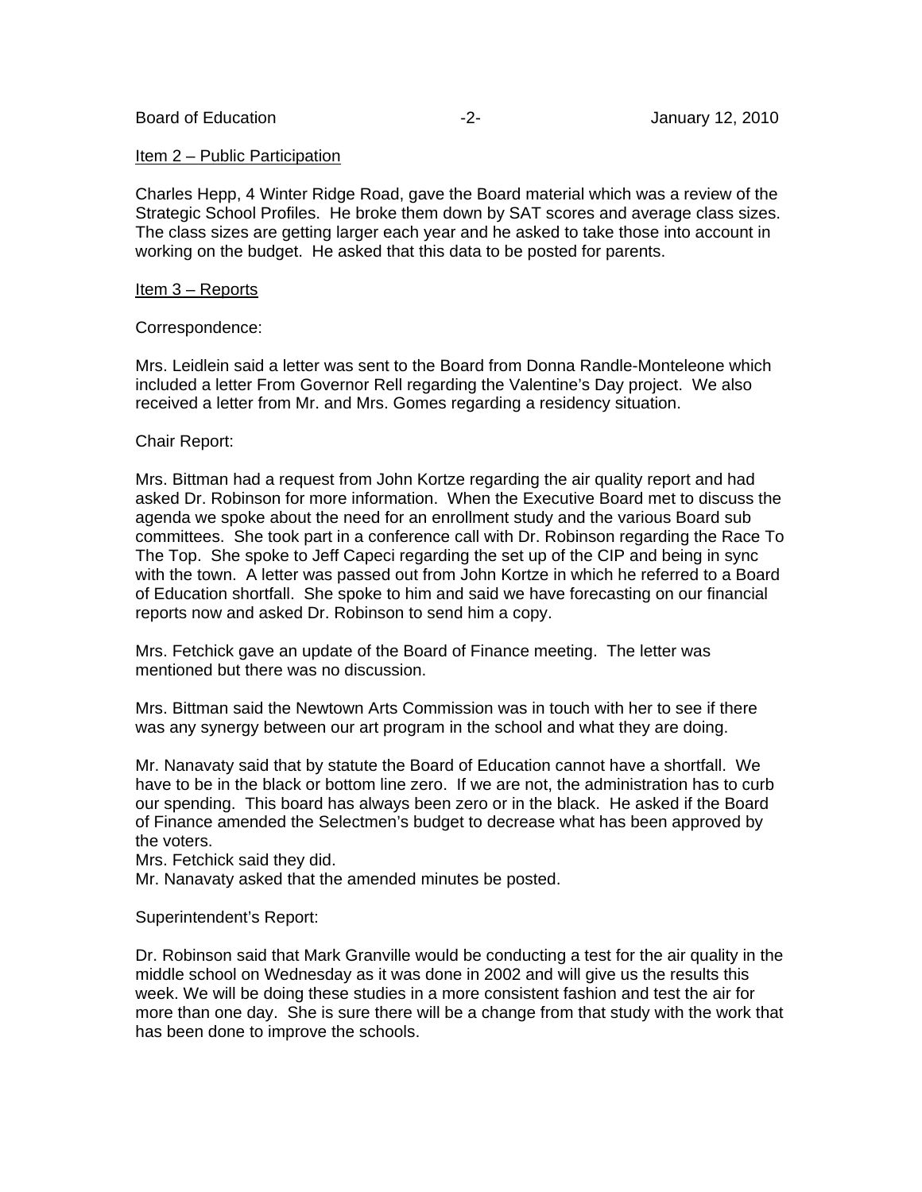Item 2 – Public Participation

Charles Hepp, 4 Winter Ridge Road, gave the Board material which was a review of the Strategic School Profiles. He broke them down by SAT scores and average class sizes. The class sizes are getting larger each year and he asked to take those into account in working on the budget. He asked that this data to be posted for parents.

Item 3 – Reports

Correspondence:

Mrs. Leidlein said a letter was sent to the Board from Donna Randle-Monteleone which included a letter From Governor Rell regarding the Valentine's Day project. We also received a letter from Mr. and Mrs. Gomes regarding a residency situation.

Chair Report:

Mrs. Bittman had a request from John Kortze regarding the air quality report and had asked Dr. Robinson for more information. When the Executive Board met to discuss the agenda we spoke about the need for an enrollment study and the various Board sub committees. She took part in a conference call with Dr. Robinson regarding the Race To The Top. She spoke to Jeff Capeci regarding the set up of the CIP and being in sync with the town. A letter was passed out from John Kortze in which he referred to a Board of Education shortfall. She spoke to him and said we have forecasting on our financial reports now and asked Dr. Robinson to send him a copy.

Mrs. Fetchick gave an update of the Board of Finance meeting. The letter was mentioned but there was no discussion.

Mrs. Bittman said the Newtown Arts Commission was in touch with her to see if there was any synergy between our art program in the school and what they are doing.

Mr. Nanavaty said that by statute the Board of Education cannot have a shortfall. We have to be in the black or bottom line zero. If we are not, the administration has to curb our spending. This board has always been zero or in the black. He asked if the Board of Finance amended the Selectmen's budget to decrease what has been approved by the voters.
Mrs. Fetchick said they did.
Mr. Nanavaty asked that the amended minutes be posted.

Superintendent's Report:

Dr. Robinson said that Mark Granville would be conducting a test for the air quality in the middle school on Wednesday as it was done in 2002 and will give us the results this week. We will be doing these studies in a more consistent fashion and test the air for more than one day. She is sure there will be a change from that study with the work that has been done to improve the schools.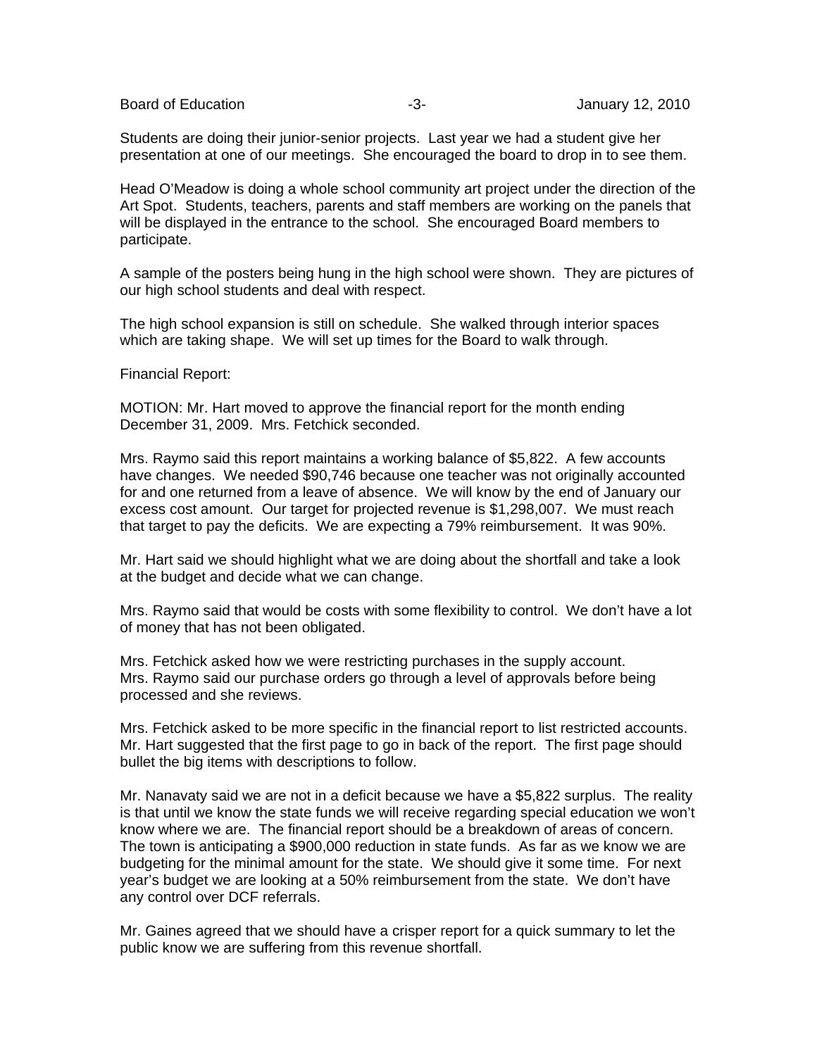Students are doing their junior-senior projects. Last year we had a student give her presentation at one of our meetings. She encouraged the board to drop in to see them.

Head O'Meadow is doing a whole school community art project under the direction of the Art Spot. Students, teachers, parents and staff members are working on the panels that will be displayed in the entrance to the school. She encouraged Board members to participate.

A sample of the posters being hung in the high school were shown. They are pictures of our high school students and deal with respect.

The high school expansion is still on schedule. She walked through interior spaces which are taking shape. We will set up times for the Board to walk through.

Financial Report:

MOTION: Mr. Hart moved to approve the financial report for the month ending December 31, 2009. Mrs. Fetchick seconded.

Mrs. Raymo said this report maintains a working balance of $5,822. A few accounts have changes. We needed $90,746 because one teacher was not originally accounted for and one returned from a leave of absence. We will know by the end of January our excess cost amount. Our target for projected revenue is $1,298,007. We must reach that target to pay the deficits. We are expecting a 79% reimbursement. It was 90%.

Mr. Hart said we should highlight what we are doing about the shortfall and take a look at the budget and decide what we can change.

Mrs. Raymo said that would be costs with some flexibility to control. We don't have a lot of money that has not been obligated.

Mrs. Fetchick asked how we were restricting purchases in the supply account.
Mrs. Raymo said our purchase orders go through a level of approvals before being processed and she reviews.

Mrs. Fetchick asked to be more specific in the financial report to list restricted accounts.
Mr. Hart suggested that the first page to go in back of the report. The first page should bullet the big items with descriptions to follow.

Mr. Nanavaty said we are not in a deficit because we have a $5,822 surplus. The reality is that until we know the state funds we will receive regarding special education we won't know where we are. The financial report should be a breakdown of areas of concern. The town is anticipating a $900,000 reduction in state funds. As far as we know we are budgeting for the minimal amount for the state. We should give it some time. For next year's budget we are looking at a 50% reimbursement from the state. We don't have any control over DCF referrals.

Mr. Gaines agreed that we should have a crisper report for a quick summary to let the public know we are suffering from this revenue shortfall.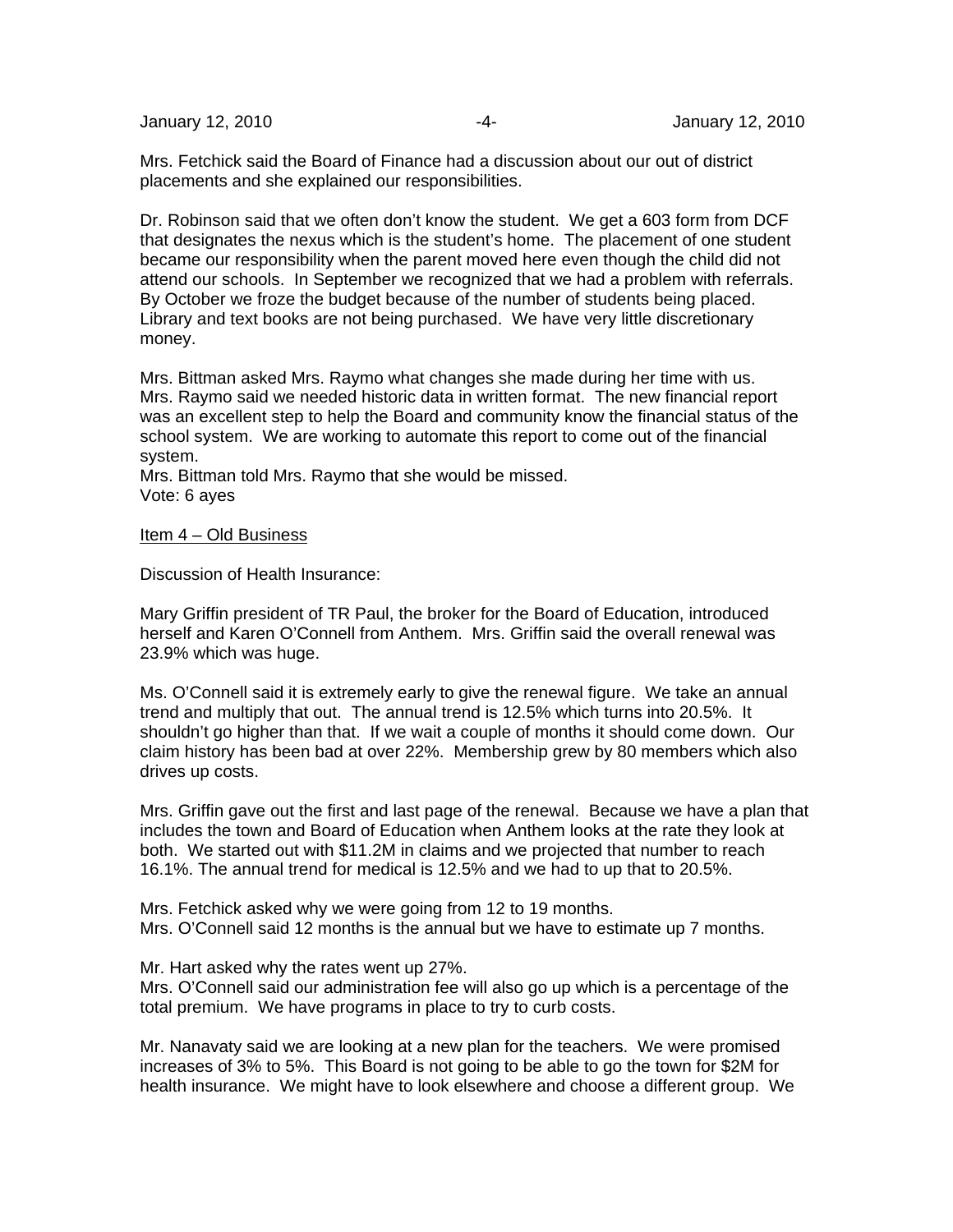Mrs. Fetchick said the Board of Finance had a discussion about our out of district placements and she explained our responsibilities.

Dr. Robinson said that we often don't know the student. We get a 603 form from DCF that designates the nexus which is the student's home. The placement of one student became our responsibility when the parent moved here even though the child did not attend our schools. In September we recognized that we had a problem with referrals. By October we froze the budget because of the number of students being placed. Library and text books are not being purchased. We have very little discretionary money.

Mrs. Bittman asked Mrs. Raymo what changes she made during her time with us.
Mrs. Raymo said we needed historic data in written format. The new financial report was an excellent step to help the Board and community know the financial status of the school system. We are working to automate this report to come out of the financial system.
Mrs. Bittman told Mrs. Raymo that she would be missed.
Vote: 6 ayes

<u>Item 4 – Old Business</u>

Discussion of Health Insurance:

Mary Griffin president of TR Paul, the broker for the Board of Education, introduced herself and Karen O'Connell from Anthem. Mrs. Griffin said the overall renewal was 23.9% which was huge.

Ms. O'Connell said it is extremely early to give the renewal figure. We take an annual trend and multiply that out. The annual trend is 12.5% which turns into 20.5%. It shouldn't go higher than that. If we wait a couple of months it should come down. Our claim history has been bad at over 22%. Membership grew by 80 members which also drives up costs.

Mrs. Griffin gave out the first and last page of the renewal. Because we have a plan that includes the town and Board of Education when Anthem looks at the rate they look at both. We started out with $11.2M in claims and we projected that number to reach 16.1%. The annual trend for medical is 12.5% and we had to up that to 20.5%.

Mrs. Fetchick asked why we were going from 12 to 19 months.
Mrs. O'Connell said 12 months is the annual but we have to estimate up 7 months.

Mr. Hart asked why the rates went up 27%.
Mrs. O'Connell said our administration fee will also go up which is a percentage of the total premium. We have programs in place to try to curb costs.

Mr. Nanavaty said we are looking at a new plan for the teachers. We were promised increases of 3% to 5%. This Board is not going to be able to go the town for $2M for health insurance. We might have to look elsewhere and choose a different group. We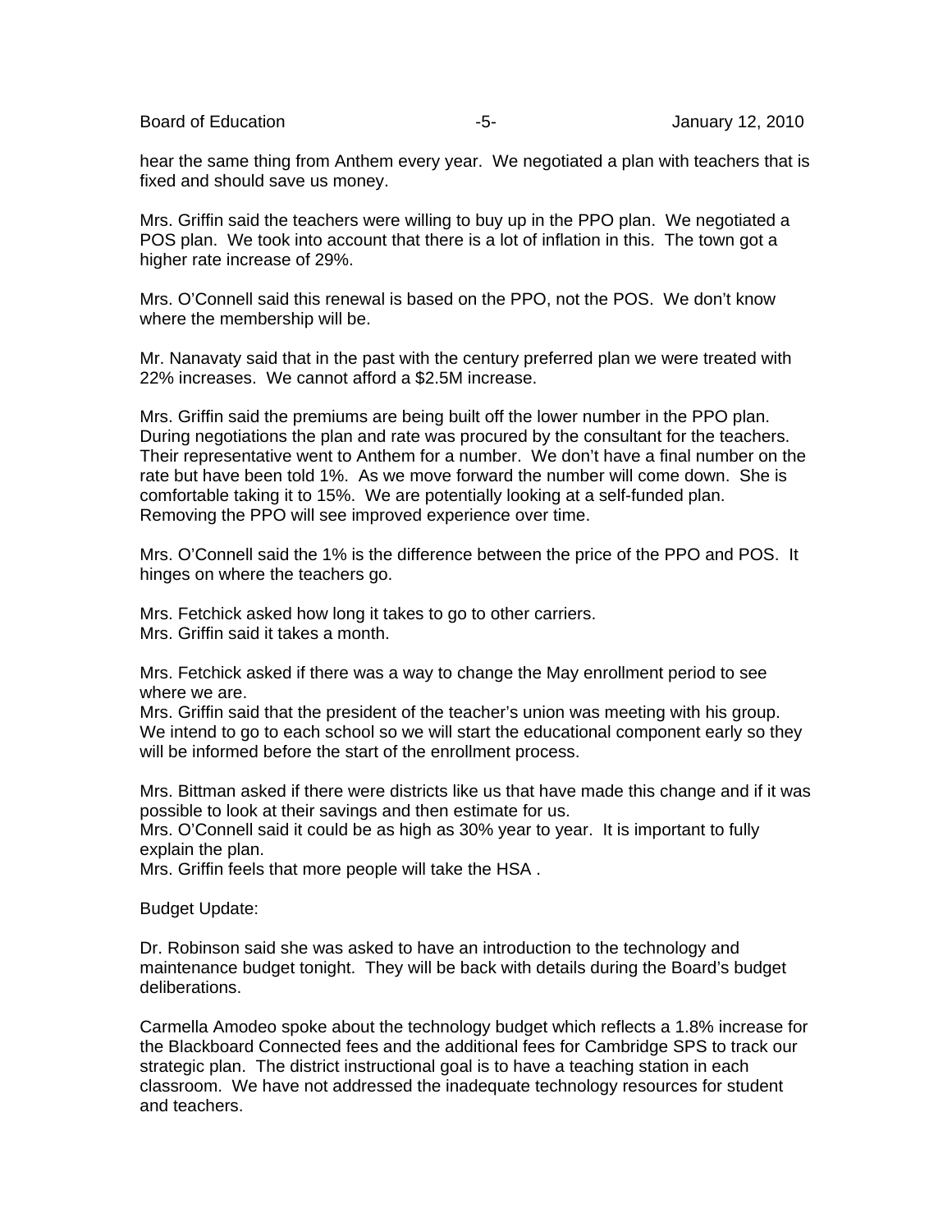hear the same thing from Anthem every year. We negotiated a plan with teachers that is fixed and should save us money.

Mrs. Griffin said the teachers were willing to buy up in the PPO plan. We negotiated a POS plan. We took into account that there is a lot of inflation in this. The town got a higher rate increase of 29%.

Mrs. O'Connell said this renewal is based on the PPO, not the POS. We don't know where the membership will be.

Mr. Nanavaty said that in the past with the century preferred plan we were treated with 22% increases. We cannot afford a $2.5M increase.

Mrs. Griffin said the premiums are being built off the lower number in the PPO plan. During negotiations the plan and rate was procured by the consultant for the teachers. Their representative went to Anthem for a number. We don't have a final number on the rate but have been told 1%. As we move forward the number will come down. She is comfortable taking it to 15%. We are potentially looking at a self-funded plan. Removing the PPO will see improved experience over time.

Mrs. O'Connell said the 1% is the difference between the price of the PPO and POS. It hinges on where the teachers go.

Mrs. Fetchick asked how long it takes to go to other carriers.
Mrs. Griffin said it takes a month.

Mrs. Fetchick asked if there was a way to change the May enrollment period to see where we are.
Mrs. Griffin said that the president of the teacher's union was meeting with his group. We intend to go to each school so we will start the educational component early so they will be informed before the start of the enrollment process.

Mrs. Bittman asked if there were districts like us that have made this change and if it was possible to look at their savings and then estimate for us.
Mrs. O'Connell said it could be as high as 30% year to year. It is important to fully explain the plan.
Mrs. Griffin feels that more people will take the HSA .

Budget Update:

Dr. Robinson said she was asked to have an introduction to the technology and maintenance budget tonight. They will be back with details during the Board's budget deliberations.

Carmella Amodeo spoke about the technology budget which reflects a 1.8% increase for the Blackboard Connected fees and the additional fees for Cambridge SPS to track our strategic plan. The district instructional goal is to have a teaching station in each classroom. We have not addressed the inadequate technology resources for student and teachers.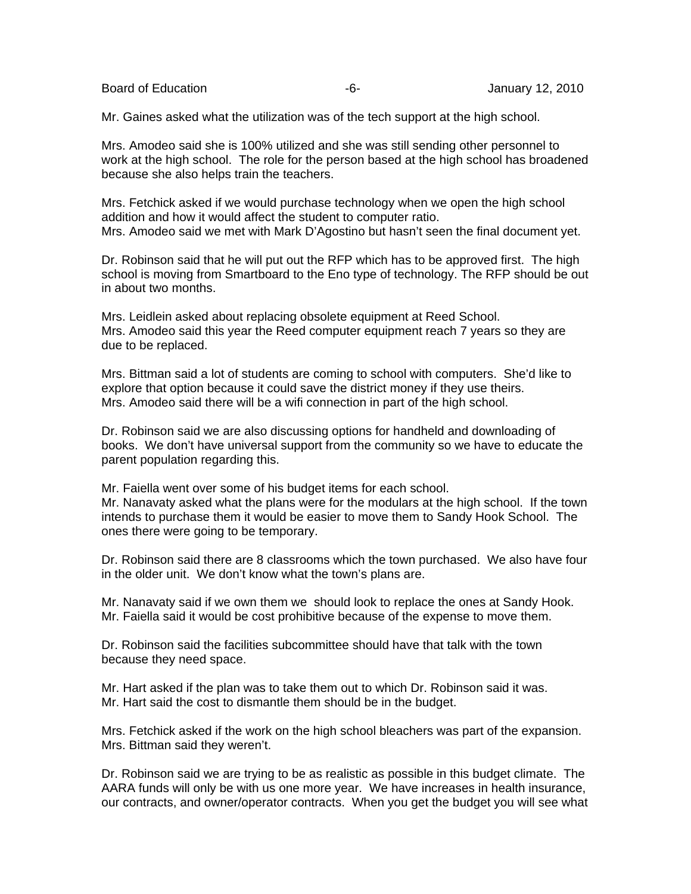Mr. Gaines asked what the utilization was of the tech support at the high school.

Mrs. Amodeo said she is 100% utilized and she was still sending other personnel to work at the high school. The role for the person based at the high school has broadened because she also helps train the teachers.

Mrs. Fetchick asked if we would purchase technology when we open the high school addition and how it would affect the student to computer ratio.
Mrs. Amodeo said we met with Mark D'Agostino but hasn't seen the final document yet.

Dr. Robinson said that he will put out the RFP which has to be approved first. The high school is moving from Smartboard to the Eno type of technology. The RFP should be out in about two months.

Mrs. Leidlein asked about replacing obsolete equipment at Reed School.
Mrs. Amodeo said this year the Reed computer equipment reach 7 years so they are due to be replaced.

Mrs. Bittman said a lot of students are coming to school with computers. She'd like to explore that option because it could save the district money if they use theirs.
Mrs. Amodeo said there will be a wifi connection in part of the high school.

Dr. Robinson said we are also discussing options for handheld and downloading of books. We don't have universal support from the community so we have to educate the parent population regarding this.

Mr. Faiella went over some of his budget items for each school.
Mr. Nanavaty asked what the plans were for the modulars at the high school. If the town intends to purchase them it would be easier to move them to Sandy Hook School. The ones there were going to be temporary.

Dr. Robinson said there are 8 classrooms which the town purchased. We also have four in the older unit. We don't know what the town's plans are.

Mr. Nanavaty said if we own them we should look to replace the ones at Sandy Hook.
Mr. Faiella said it would be cost prohibitive because of the expense to move them.

Dr. Robinson said the facilities subcommittee should have that talk with the town because they need space.

Mr. Hart asked if the plan was to take them out to which Dr. Robinson said it was.
Mr. Hart said the cost to dismantle them should be in the budget.

Mrs. Fetchick asked if the work on the high school bleachers was part of the expansion.
Mrs. Bittman said they weren't.

Dr. Robinson said we are trying to be as realistic as possible in this budget climate. The AARA funds will only be with us one more year. We have increases in health insurance, our contracts, and owner/operator contracts. When you get the budget you will see what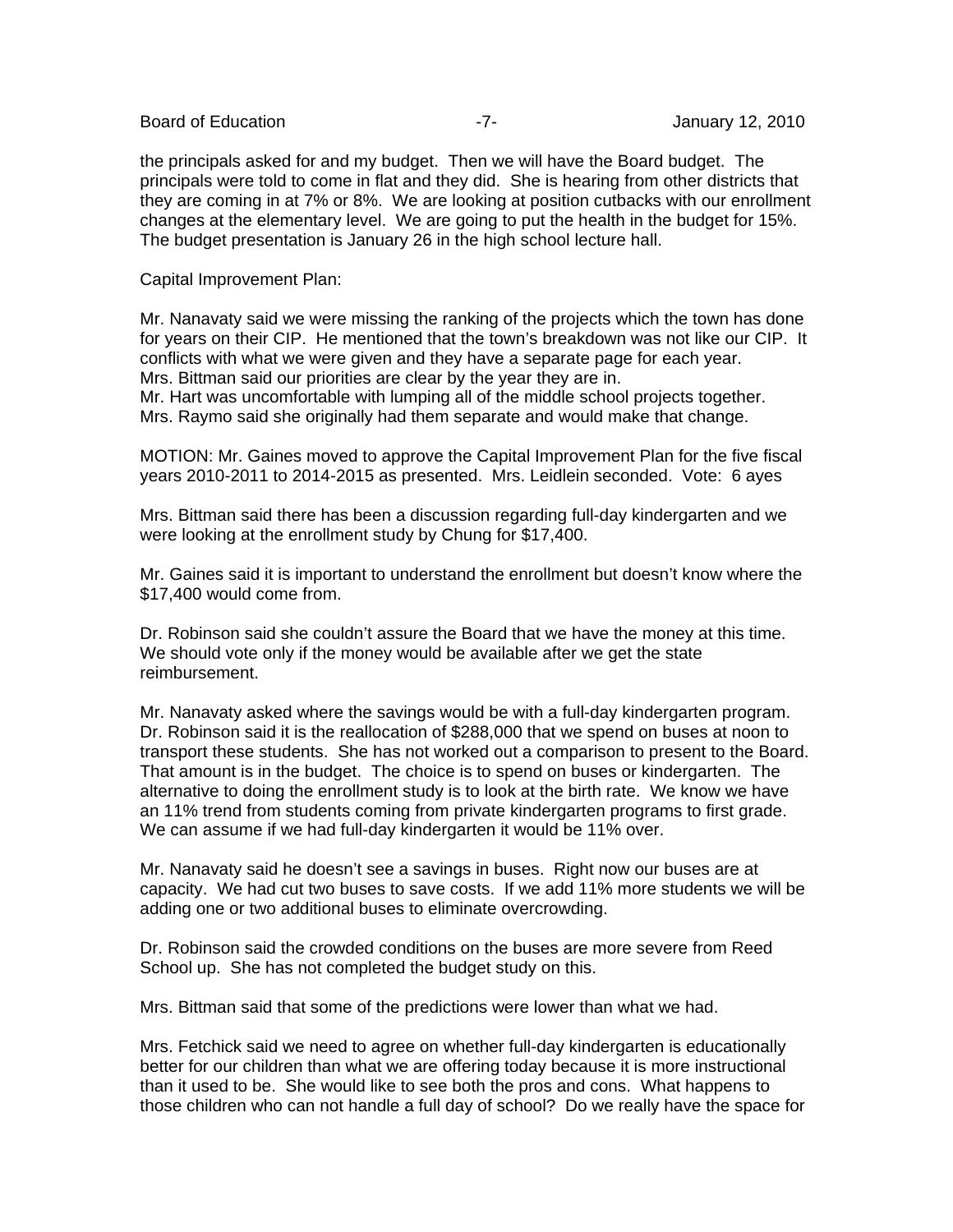the principals asked for and my budget. Then we will have the Board budget. The principals were told to come in flat and they did. She is hearing from other districts that they are coming in at 7% or 8%. We are looking at position cutbacks with our enrollment changes at the elementary level. We are going to put the health in the budget for 15%. The budget presentation is January 26 in the high school lecture hall.

Capital Improvement Plan:

Mr. Nanavaty said we were missing the ranking of the projects which the town has done for years on their CIP. He mentioned that the town's breakdown was not like our CIP. It conflicts with what we were given and they have a separate page for each year.
Mrs. Bittman said our priorities are clear by the year they are in.
Mr. Hart was uncomfortable with lumping all of the middle school projects together.
Mrs. Raymo said she originally had them separate and would make that change.

MOTION: Mr. Gaines moved to approve the Capital Improvement Plan for the five fiscal years 2010-2011 to 2014-2015 as presented. Mrs. Leidlein seconded. Vote: 6 ayes

Mrs. Bittman said there has been a discussion regarding full-day kindergarten and we were looking at the enrollment study by Chung for $17,400.

Mr. Gaines said it is important to understand the enrollment but doesn't know where the $17,400 would come from.

Dr. Robinson said she couldn't assure the Board that we have the money at this time. We should vote only if the money would be available after we get the state reimbursement.

Mr. Nanavaty asked where the savings would be with a full-day kindergarten program. Dr. Robinson said it is the reallocation of $288,000 that we spend on buses at noon to transport these students. She has not worked out a comparison to present to the Board. That amount is in the budget. The choice is to spend on buses or kindergarten. The alternative to doing the enrollment study is to look at the birth rate. We know we have an 11% trend from students coming from private kindergarten programs to first grade. We can assume if we had full-day kindergarten it would be 11% over.

Mr. Nanavaty said he doesn't see a savings in buses. Right now our buses are at capacity. We had cut two buses to save costs. If we add 11% more students we will be adding one or two additional buses to eliminate overcrowding.

Dr. Robinson said the crowded conditions on the buses are more severe from Reed School up. She has not completed the budget study on this.

Mrs. Bittman said that some of the predictions were lower than what we had.

Mrs. Fetchick said we need to agree on whether full-day kindergarten is educationally better for our children than what we are offering today because it is more instructional than it used to be. She would like to see both the pros and cons. What happens to those children who can not handle a full day of school? Do we really have the space for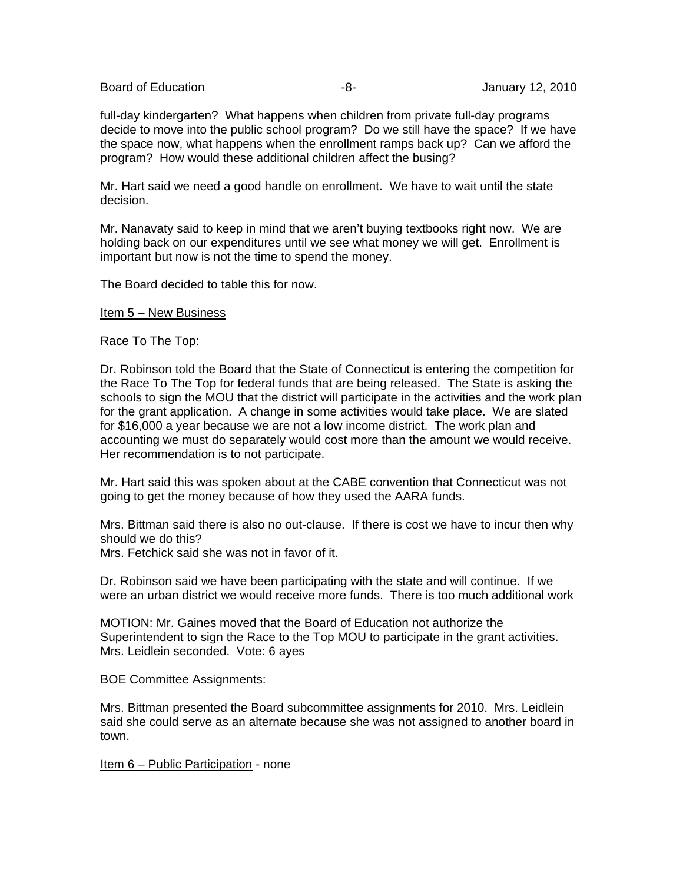full-day kindergarten? What happens when children from private full-day programs decide to move into the public school program? Do we still have the space? If we have the space now, what happens when the enrollment ramps back up? Can we afford the program? How would these additional children affect the busing?

Mr. Hart said we need a good handle on enrollment. We have to wait until the state decision.

Mr. Nanavaty said to keep in mind that we aren't buying textbooks right now. We are holding back on our expenditures until we see what money we will get. Enrollment is important but now is not the time to spend the money.

The Board decided to table this for now.

Item 5 – New Business

Race To The Top:

Dr. Robinson told the Board that the State of Connecticut is entering the competition for the Race To The Top for federal funds that are being released. The State is asking the schools to sign the MOU that the district will participate in the activities and the work plan for the grant application. A change in some activities would take place. We are slated for $16,000 a year because we are not a low income district. The work plan and accounting we must do separately would cost more than the amount we would receive. Her recommendation is to not participate.

Mr. Hart said this was spoken about at the CABE convention that Connecticut was not going to get the money because of how they used the AARA funds.

Mrs. Bittman said there is also no out-clause. If there is cost we have to incur then why should we do this?
Mrs. Fetchick said she was not in favor of it.

Dr. Robinson said we have been participating with the state and will continue. If we were an urban district we would receive more funds. There is too much additional work

MOTION: Mr. Gaines moved that the Board of Education not authorize the Superintendent to sign the Race to the Top MOU to participate in the grant activities. Mrs. Leidlein seconded. Vote: 6 ayes

BOE Committee Assignments:

Mrs. Bittman presented the Board subcommittee assignments for 2010. Mrs. Leidlein said she could serve as an alternate because she was not assigned to another board in town.

Item 6 – Public Participation - none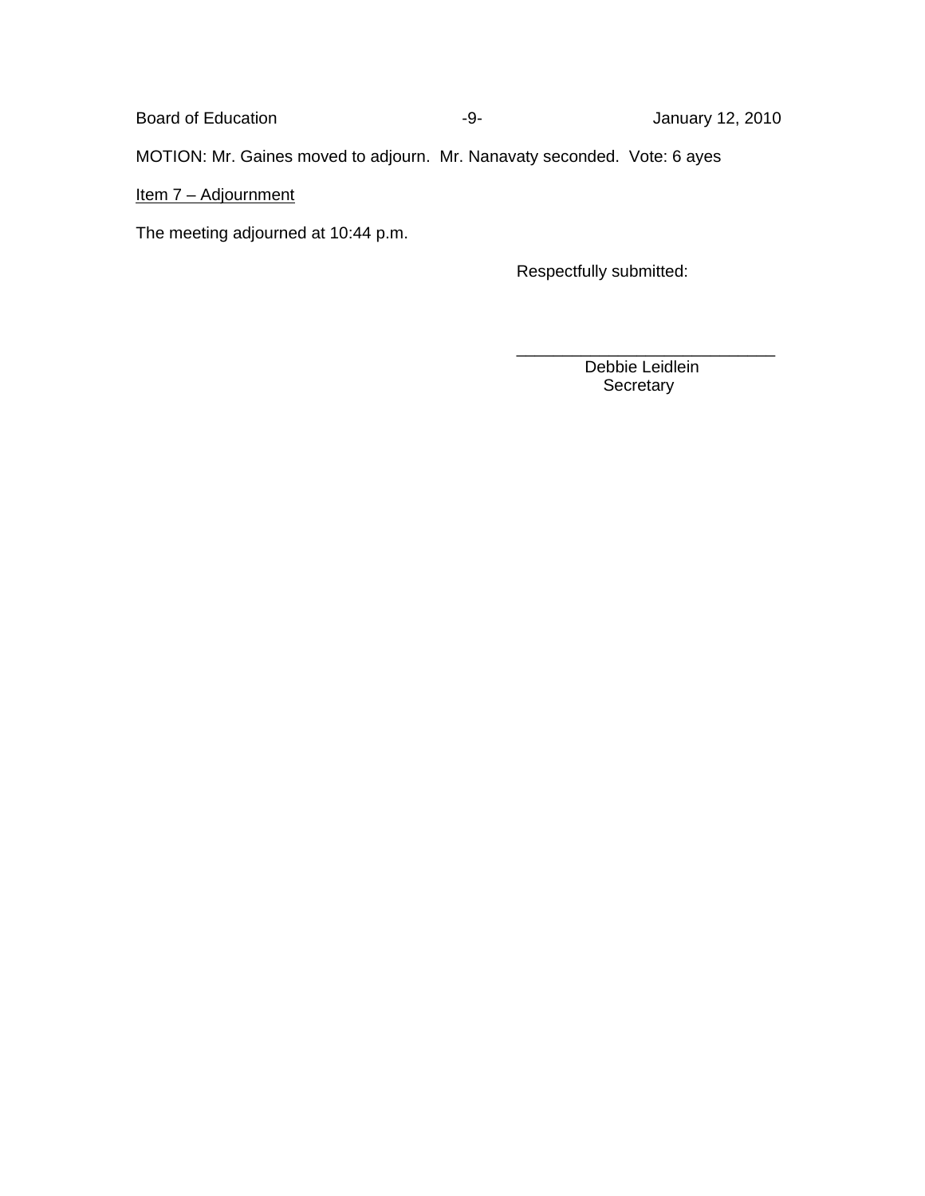MOTION: Mr. Gaines moved to adjourn. Mr. Nanavaty seconded. Vote: 6 ayes

Item 7 – Adjournment

The meeting adjourned at 10:44 p.m.

Respectfully submitted:

\_\_\_\_\_\_\_\_\_\_\_\_\_\_\_\_\_\_\_\_\_\_\_\_\_\_\_\_\_\_

Debbie Leidlein
Secretary